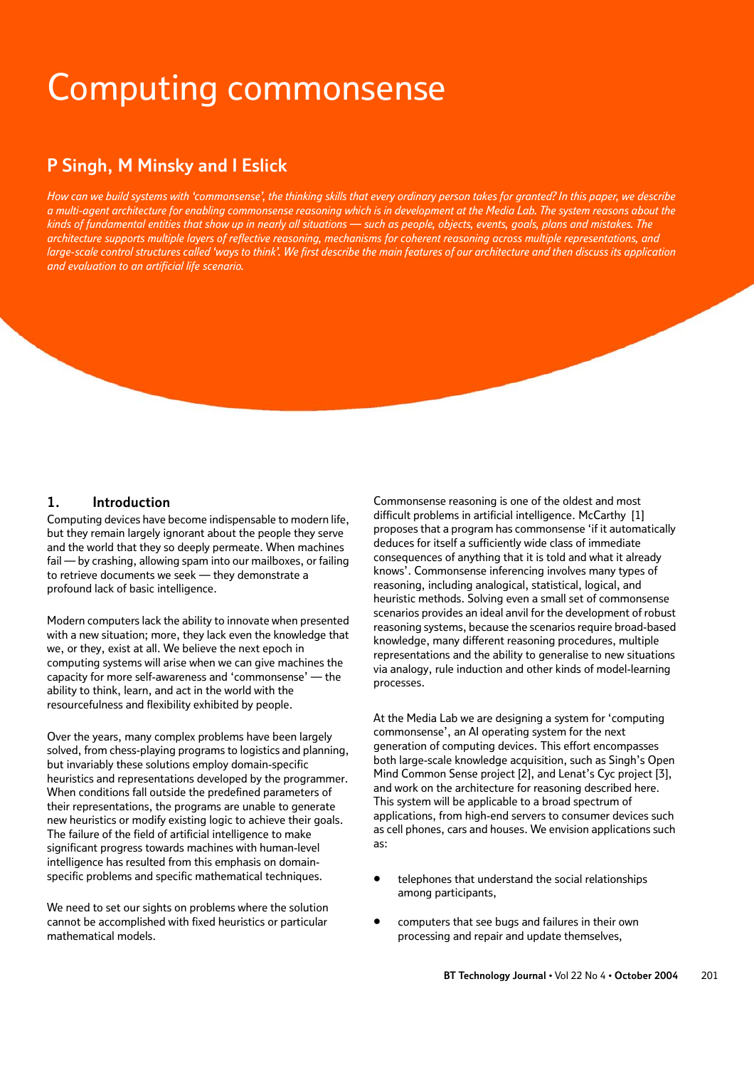# Computing commonsense

## P Singh, M Minsky and I Eslick

*How can we build systems with 'commonsense', the thinking skills that every ordinary person takes for granted? In this paper, we describe a multi-agent architecture for enabling commonsense reasoning which is in development at the Media Lab. The system reasons about the kinds of fundamental entities that show up in nearly all situations — such as people, objects, events, goals, plans and mistakes. The architecture supports multiple layers of reflective reasoning, mechanisms for coherent reasoning across multiple representations, and large-scale control structures called 'ways to think'. We first describe the main features of our architecture and then discuss its application and evaluation to an artificial life scenario.*

## 1. Introduction

Computing devices have become indispensable to modern life, but they remain largely ignorant about the people they serve and the world that they so deeply permeate. When machines fail — by crashing, allowing spam into our mailboxes, or failing to retrieve documents we seek — they demonstrate a profound lack of basic intelligence.

Modern computers lack the ability to innovate when presented with a new situation; more, they lack even the knowledge that we, or they, exist at all. We believe the next epoch in computing systems will arise when we can give machines the capacity for more self-awareness and 'commonsense' — the ability to think, learn, and act in the world with the resourcefulness and flexibility exhibited by people.

Over the years, many complex problems have been largely solved, from chess-playing programs to logistics and planning, but invariably these solutions employ domain-specific heuristics and representations developed by the programmer. When conditions fall outside the predefined parameters of their representations, the programs are unable to generate new heuristics or modify existing logic to achieve their goals. The failure of the field of artificial intelligence to make significant progress towards machines with human-level intelligence has resulted from this emphasis on domain-specific problems and specific mathematical techniques.

We need to set our sights on problems where the solution cannot be accomplished with fixed heuristics or particular mathematical models.

Commonsense reasoning is one of the oldest and most difficult problems in artificial intelligence. McCarthy [1] proposes that a program has commonsense 'if it automatically deduces for itself a sufficiently wide class of immediate consequences of anything that it is told and what it already knows'. Commonsense inferencing involves many types of reasoning, including analogical, statistical, logical, and heuristic methods. Solving even a small set of commonsense scenarios provides an ideal anvil for the development of robust reasoning systems, because the scenarios require broad-based knowledge, many different reasoning procedures, multiple representations and the ability to generalise to new situations via analogy, rule induction and other kinds of model-learning processes.

At the Media Lab we are designing a system for 'computing commonsense', an AI operating system for the next generation of computing devices. This effort encompasses both large-scale knowledge acquisition, such as Singh's Open Mind Common Sense project [2], and Lenat's Cyc project [3], and work on the architecture for reasoning described here. This system will be applicable to a broad spectrum of applications, from high-end servers to consumer devices such as cell phones, cars and houses. We envision applications such as:

- telephones that understand the social relationships among participants,
- computers that see bugs and failures in their own processing and repair and update themselves,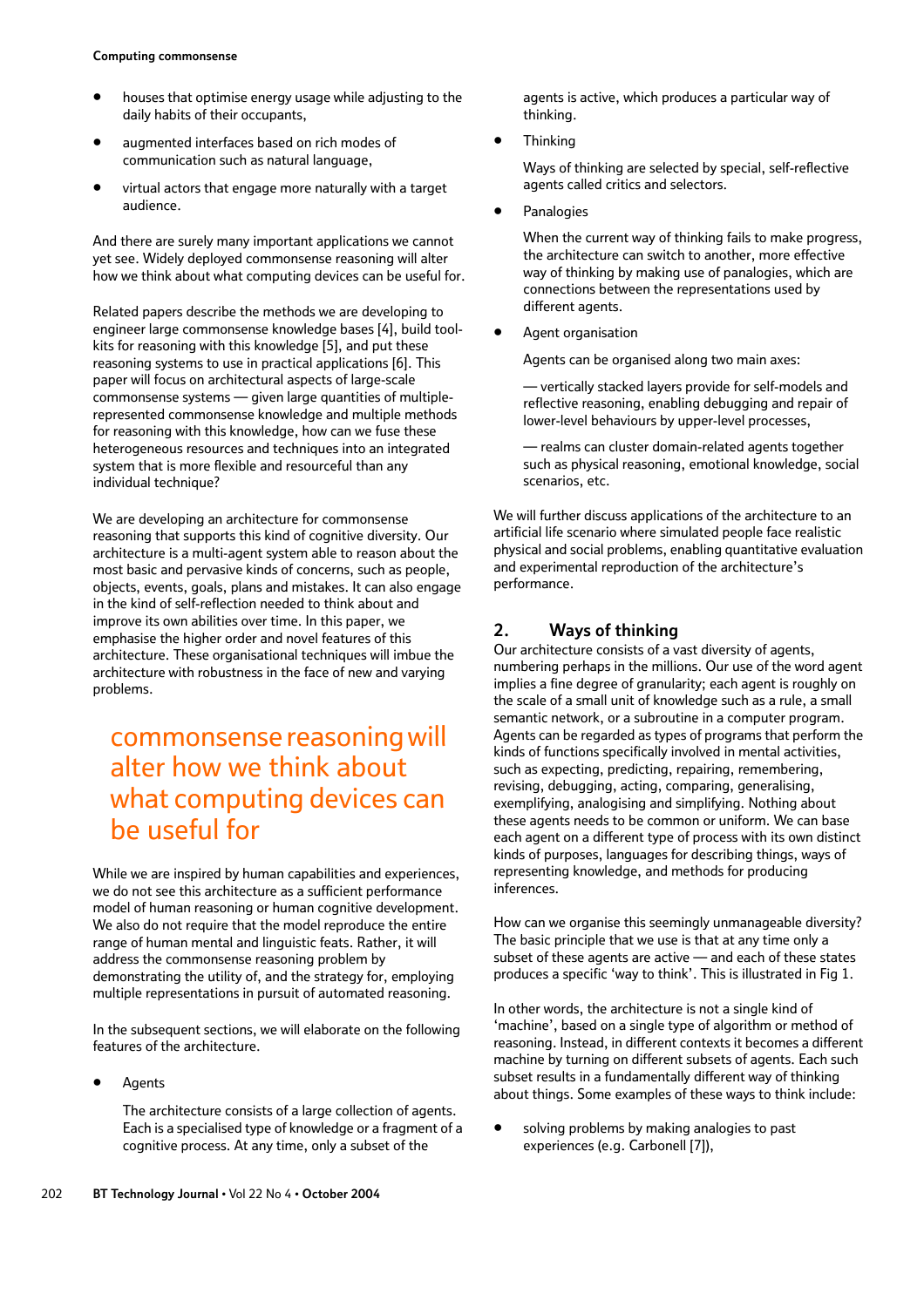- houses that optimise energy usage while adjusting to the daily habits of their occupants,
- augmented interfaces based on rich modes of communication such as natural language,
- virtual actors that engage more naturally with a target audience.

And there are surely many important applications we cannot yet see. Widely deployed commonsense reasoning will alter how we think about what computing devices can be useful for.

Related papers describe the methods we are developing to engineer large commonsense knowledge bases [4], build tool-kits for reasoning with this knowledge [5], and put these reasoning systems to use in practical applications [6]. This paper will focus on architectural aspects of large-scale commonsense systems — given large quantities of multiple-represented commonsense knowledge and multiple methods for reasoning with this knowledge, how can we fuse these heterogeneous resources and techniques into an integrated system that is more flexible and resourceful than any individual technique?

We are developing an architecture for commonsense reasoning that supports this kind of cognitive diversity. Our architecture is a multi-agent system able to reason about the most basic and pervasive kinds of concerns, such as people, objects, events, goals, plans and mistakes. It can also engage in the kind of self-reflection needed to think about and improve its own abilities over time. In this paper, we emphasise the higher order and novel features of this architecture. These organisational techniques will imbue the architecture with robustness in the face of new and varying problems.

> commonsense reasoning will alter how we think about what computing devices can be useful for

While we are inspired by human capabilities and experiences, we do not see this architecture as a sufficient performance model of human reasoning or human cognitive development. We also do not require that the model reproduce the entire range of human mental and linguistic feats. Rather, it will address the commonsense reasoning problem by demonstrating the utility of, and the strategy for, employing multiple representations in pursuit of automated reasoning.

In the subsequent sections, we will elaborate on the following features of the architecture.

- Agents

  The architecture consists of a large collection of agents. Each is a specialised type of knowledge or a fragment of a cognitive process. At any time, only a subset of the agents is active, which produces a particular way of thinking.

- Thinking

  Ways of thinking are selected by special, self-reflective agents called critics and selectors.

- Panalogies

  When the current way of thinking fails to make progress, the architecture can switch to another, more effective way of thinking by making use of panalogies, which are connections between the representations used by different agents.

- Agent organisation

  Agents can be organised along two main axes:

  — vertically stacked layers provide for self-models and reflective reasoning, enabling debugging and repair of lower-level behaviours by upper-level processes,

  — realms can cluster domain-related agents together such as physical reasoning, emotional knowledge, social scenarios, etc.

We will further discuss applications of the architecture to an artificial life scenario where simulated people face realistic physical and social problems, enabling quantitative evaluation and experimental reproduction of the architecture's performance.

## 2. Ways of thinking

Our architecture consists of a vast diversity of agents, numbering perhaps in the millions. Our use of the word agent implies a fine degree of granularity; each agent is roughly on the scale of a small unit of knowledge such as a rule, a small semantic network, or a subroutine in a computer program. Agents can be regarded as types of programs that perform the kinds of functions specifically involved in mental activities, such as expecting, predicting, repairing, remembering, revising, debugging, acting, comparing, generalising, exemplifying, analogising and simplifying. Nothing about these agents needs to be common or uniform. We can base each agent on a different type of process with its own distinct kinds of purposes, languages for describing things, ways of representing knowledge, and methods for producing inferences.

How can we organise this seemingly unmanageable diversity? The basic principle that we use is that at any time only a subset of these agents are active — and each of these states produces a specific 'way to think'. This is illustrated in Fig 1.

In other words, the architecture is not a single kind of 'machine', based on a single type of algorithm or method of reasoning. Instead, in different contexts it becomes a different machine by turning on different subsets of agents. Each such subset results in a fundamentally different way of thinking about things. Some examples of these ways to think include:

- solving problems by making analogies to past experiences (e.g. Carbonell [7]),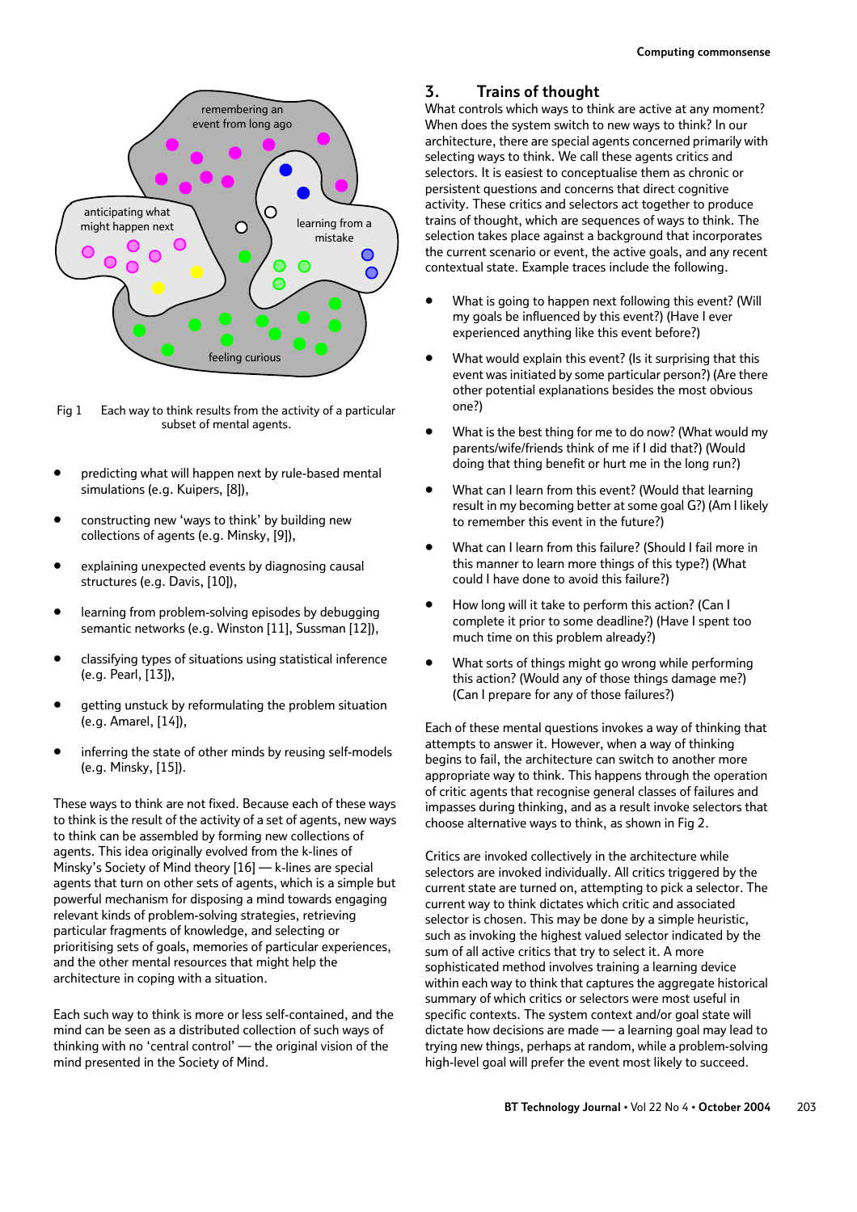Fig 1 Each way to think results from the activity of a particular subset of mental agents.

- predicting what will happen next by rule-based mental simulations (e.g. Kuipers, [8]),
- constructing new 'ways to think' by building new collections of agents (e.g. Minsky, [9]),
- explaining unexpected events by diagnosing causal structures (e.g. Davis, [10]),
- learning from problem-solving episodes by debugging semantic networks (e.g. Winston [11], Sussman [12]),
- classifying types of situations using statistical inference (e.g. Pearl, [13]),
- getting unstuck by reformulating the problem situation (e.g. Amarel, [14]),
- inferring the state of other minds by reusing self-models (e.g. Minsky, [15]).

These ways to think are not fixed. Because each of these ways to think is the result of the activity of a set of agents, new ways to think can be assembled by forming new collections of agents. This idea originally evolved from the k-lines of Minsky's Society of Mind theory [16] — k-lines are special agents that turn on other sets of agents, which is a simple but powerful mechanism for disposing a mind towards engaging relevant kinds of problem-solving strategies, retrieving particular fragments of knowledge, and selecting or prioritising sets of goals, memories of particular experiences, and the other mental resources that might help the architecture in coping with a situation.

Each such way to think is more or less self-contained, and the mind can be seen as a distributed collection of such ways of thinking with no 'central control' — the original vision of the mind presented in the Society of Mind.

## 3. Trains of thought

What controls which ways to think are active at any moment? When does the system switch to new ways to think? In our architecture, there are special agents concerned primarily with selecting ways to think. We call these agents critics and selectors. It is easiest to conceptualise them as chronic or persistent questions and concerns that direct cognitive activity. These critics and selectors act together to produce trains of thought, which are sequences of ways to think. The selection takes place against a background that incorporates the current scenario or event, the active goals, and any recent contextual state. Example traces include the following.

- What is going to happen next following this event? (Will my goals be influenced by this event?) (Have I ever experienced anything like this event before?)
- What would explain this event? (Is it surprising that this event was initiated by some particular person?) (Are there other potential explanations besides the most obvious one?)
- What is the best thing for me to do now? (What would my parents/wife/friends think of me if I did that?) (Would doing that thing benefit or hurt me in the long run?)
- What can I learn from this event? (Would that learning result in my becoming better at some goal G?) (Am I likely to remember this event in the future?)
- What can I learn from this failure? (Should I fail more in this manner to learn more things of this type?) (What could I have done to avoid this failure?)
- How long will it take to perform this action? (Can I complete it prior to some deadline?) (Have I spent too much time on this problem already?)
- What sorts of things might go wrong while performing this action? (Would any of those things damage me?) (Can I prepare for any of those failures?)

Each of these mental questions invokes a way of thinking that attempts to answer it. However, when a way of thinking begins to fail, the architecture can switch to another more appropriate way to think. This happens through the operation of critic agents that recognise general classes of failures and impasses during thinking, and as a result invoke selectors that choose alternative ways to think, as shown in Fig 2.

Critics are invoked collectively in the architecture while selectors are invoked individually. All critics triggered by the current state are turned on, attempting to pick a selector. The current way to think dictates which critic and associated selector is chosen. This may be done by a simple heuristic, such as invoking the highest valued selector indicated by the sum of all active critics that try to select it. A more sophisticated method involves training a learning device within each way to think that captures the aggregate historical summary of which critics or selectors were most useful in specific contexts. The system context and/or goal state will dictate how decisions are made — a learning goal may lead to trying new things, perhaps at random, while a problem-solving high-level goal will prefer the event most likely to succeed.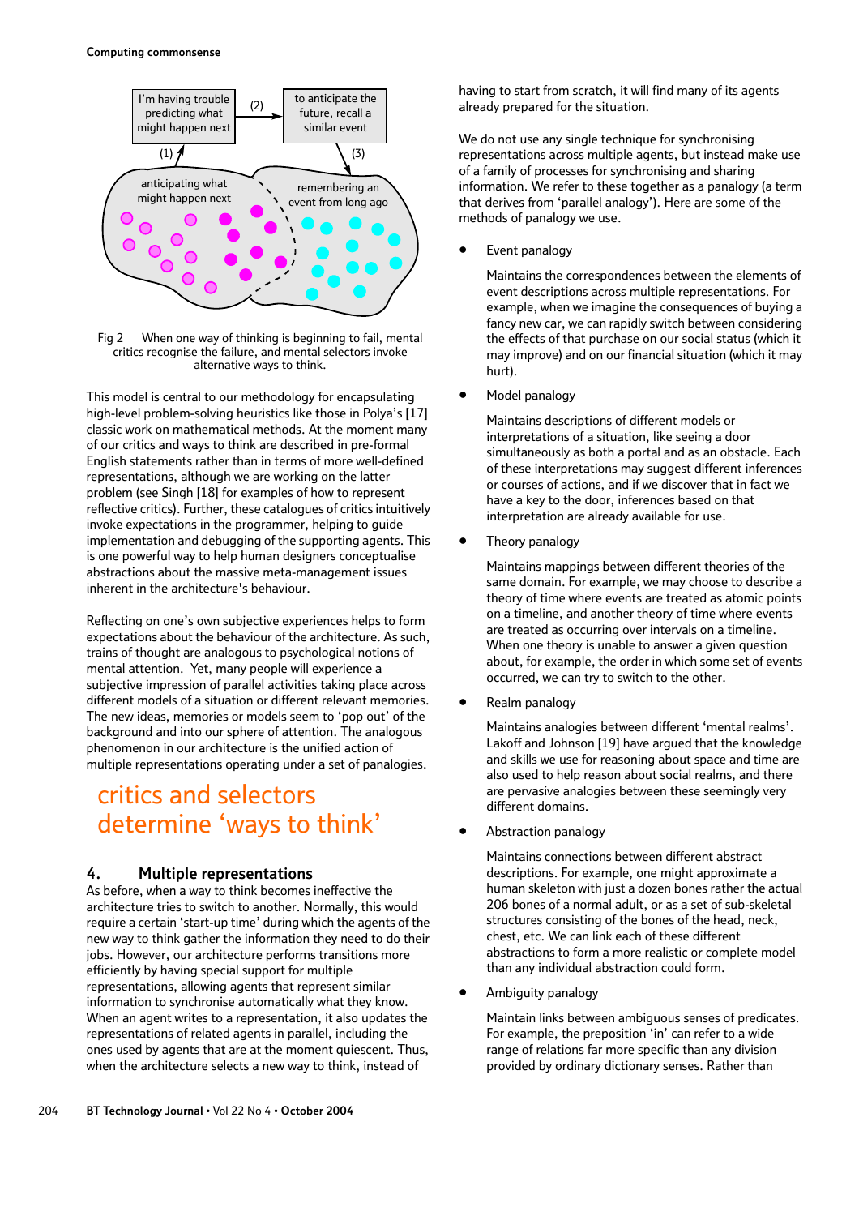I'm having trouble predicting what might happen next

(2)

to anticipate the future, recall a similar event

(1)

(3)

anticipating what might happen next

remembering an event from long ago

Fig 2 When one way of thinking is beginning to fail, mental critics recognise the failure, and mental selectors invoke alternative ways to think.

This model is central to our methodology for encapsulating high-level problem-solving heuristics like those in Polya's [17] classic work on mathematical methods. At the moment many of our critics and ways to think are described in pre-formal English statements rather than in terms of more well-defined representations, although we are working on the latter problem (see Singh [18] for examples of how to represent reflective critics). Further, these catalogues of critics intuitively invoke expectations in the programmer, helping to guide implementation and debugging of the supporting agents. This is one powerful way to help human designers conceptualise abstractions about the massive meta-management issues inherent in the architecture's behaviour.

Reflecting on one's own subjective experiences helps to form expectations about the behaviour of the architecture. As such, trains of thought are analogous to psychological notions of mental attention. Yet, many people will experience a subjective impression of parallel activities taking place across different models of a situation or different relevant memories. The new ideas, memories or models seem to 'pop out' of the background and into our sphere of attention. The analogous phenomenon in our architecture is the unified action of multiple representations operating under a set of panalogies.

> critics and selectors determine 'ways to think'

## 4. Multiple representations

As before, when a way to think becomes ineffective the architecture tries to switch to another. Normally, this would require a certain 'start-up time' during which the agents of the new way to think gather the information they need to do their jobs. However, our architecture performs transitions more efficiently by having special support for multiple representations, allowing agents that represent similar information to synchronise automatically what they know. When an agent writes to a representation, it also updates the representations of related agents in parallel, including the ones used by agents that are at the moment quiescent. Thus, when the architecture selects a new way to think, instead of having to start from scratch, it will find many of its agents already prepared for the situation.

We do not use any single technique for synchronising representations across multiple agents, but instead make use of a family of processes for synchronising and sharing information. We refer to these together as a panalogy (a term that derives from 'parallel analogy'). Here are some of the methods of panalogy we use.

- Event panalogy

  Maintains the correspondences between the elements of event descriptions across multiple representations. For example, when we imagine the consequences of buying a fancy new car, we can rapidly switch between considering the effects of that purchase on our social status (which it may improve) and on our financial situation (which it may hurt).

- Model panalogy

  Maintains descriptions of different models or interpretations of a situation, like seeing a door simultaneously as both a portal and as an obstacle. Each of these interpretations may suggest different inferences or courses of actions, and if we discover that in fact we have a key to the door, inferences based on that interpretation are already available for use.

- Theory panalogy

  Maintains mappings between different theories of the same domain. For example, we may choose to describe a theory of time where events are treated as atomic points on a timeline, and another theory of time where events are treated as occurring over intervals on a timeline. When one theory is unable to answer a given question about, for example, the order in which some set of events occurred, we can try to switch to the other.

- Realm panalogy

  Maintains analogies between different 'mental realms'. Lakoff and Johnson [19] have argued that the knowledge and skills we use for reasoning about space and time are also used to help reason about social realms, and there are pervasive analogies between these seemingly very different domains.

- Abstraction panalogy

  Maintains connections between different abstract descriptions. For example, one might approximate a human skeleton with just a dozen bones rather the actual 206 bones of a normal adult, or as a set of sub-skeletal structures consisting of the bones of the head, neck, chest, etc. We can link each of these different abstractions to form a more realistic or complete model than any individual abstraction could form.

- Ambiguity panalogy

  Maintain links between ambiguous senses of predicates. For example, the preposition 'in' can refer to a wide range of relations far more specific than any division provided by ordinary dictionary senses. Rather than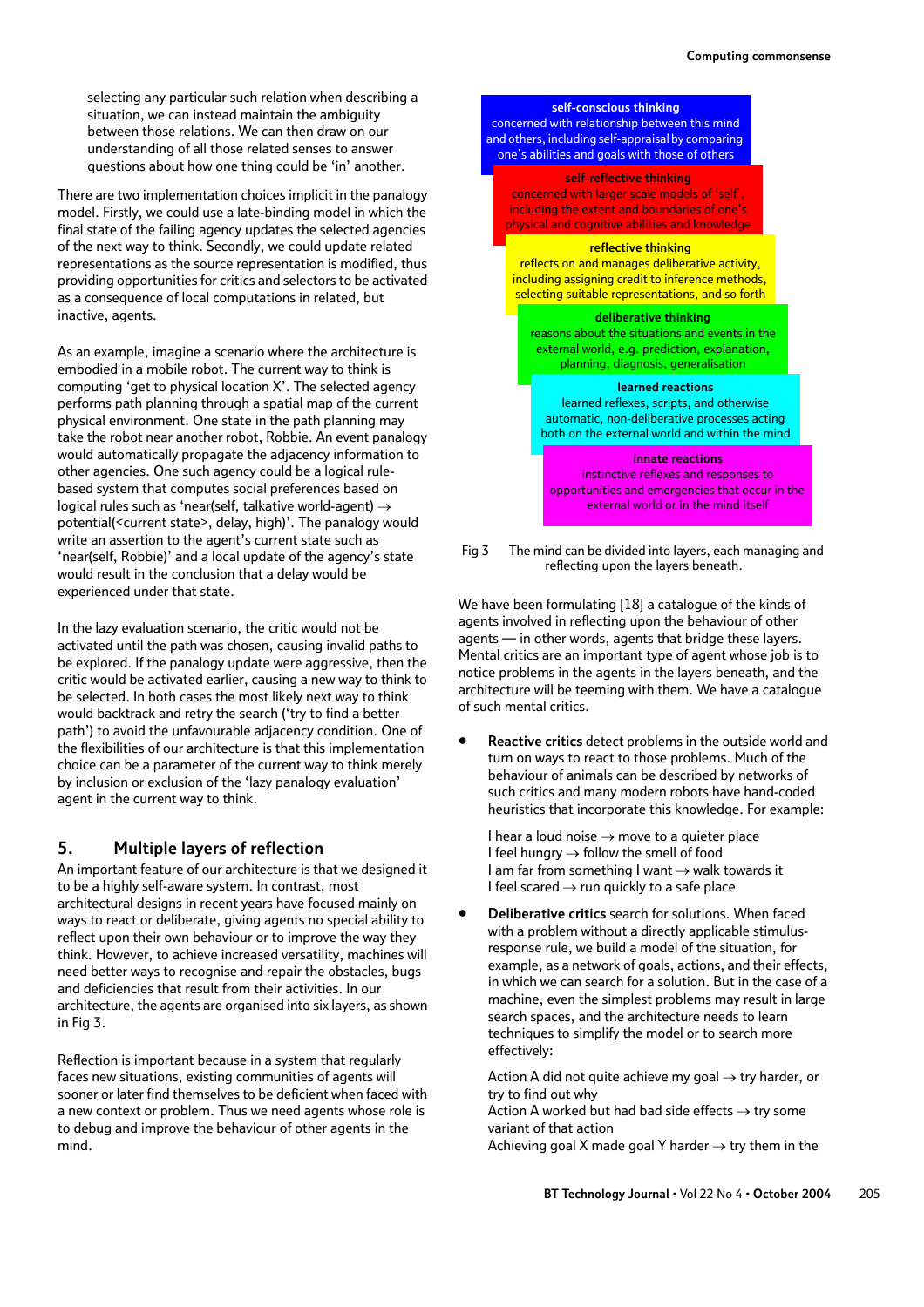selecting any particular such relation when describing a situation, we can instead maintain the ambiguity between those relations. We can then draw on our understanding of all those related senses to answer questions about how one thing could be 'in' another.

There are two implementation choices implicit in the panalogy model. Firstly, we could use a late-binding model in which the final state of the failing agency updates the selected agencies of the next way to think. Secondly, we could update related representations as the source representation is modified, thus providing opportunities for critics and selectors to be activated as a consequence of local computations in related, but inactive, agents.

As an example, imagine a scenario where the architecture is embodied in a mobile robot. The current way to think is computing 'get to physical location X'. The selected agency performs path planning through a spatial map of the current physical environment. One state in the path planning may take the robot near another robot, Robbie. An event panalogy would automatically propagate the adjacency information to other agencies. One such agency could be a logical rule-based system that computes social preferences based on logical rules such as 'near(self, talkative world-agent) → potential(<current state>, delay, high)'. The panalogy would write an assertion to the agent's current state such as 'near(self, Robbie)' and a local update of the agency's state would result in the conclusion that a delay would be experienced under that state.

In the lazy evaluation scenario, the critic would not be activated until the path was chosen, causing invalid paths to be explored. If the panalogy update were aggressive, then the critic would be activated earlier, causing a new way to think to be selected. In both cases the most likely next way to think would backtrack and retry the search ('try to find a better path') to avoid the unfavourable adjacency condition. One of the flexibilities of our architecture is that this implementation choice can be a parameter of the current way to think merely by inclusion or exclusion of the 'lazy panalogy evaluation' agent in the current way to think.

## 5. Multiple layers of reflection

An important feature of our architecture is that we designed it to be a highly self-aware system. In contrast, most architectural designs in recent years have focused mainly on ways to react or deliberate, giving agents no special ability to reflect upon their own behaviour or to improve the way they think. However, to achieve increased versatility, machines will need better ways to recognise and repair the obstacles, bugs and deficiencies that result from their activities. In our architecture, the agents are organised into six layers, as shown in Fig 3.

Reflection is important because in a system that regularly faces new situations, existing communities of agents will sooner or later find themselves to be deficient when faced with a new context or problem. Thus we need agents whose role is to debug and improve the behaviour of other agents in the mind.

**self-conscious thinking**
concerned with relationship between this mind and others, including self-appraisal by comparing one's abilities and goals with those of others

**self-reflective thinking**
concerned with larger scale models of 'self', including the extent and boundaries of one's physical and cognitive abilities and knowledge

**reflective thinking**
reflects on and manages deliberative activity, including assigning credit to inference methods, selecting suitable representations, and so forth

**deliberative thinking**
reasons about the situations and events in the external world, e.g. prediction, explanation, planning, diagnosis, generalisation

**learned reactions**
learned reflexes, scripts, and otherwise automatic, non-deliberative processes acting both on the external world and within the mind

**innate reactions**
instinctive reflexes and responses to opportunities and emergencies that occur in the external world or in the mind itself

Fig 3 The mind can be divided into layers, each managing and reflecting upon the layers beneath.

We have been formulating [18] a catalogue of the kinds of agents involved in reflecting upon the behaviour of other agents — in other words, agents that bridge these layers. Mental critics are an important type of agent whose job is to notice problems in the agents in the layers beneath, and the architecture will be teeming with them. We have a catalogue of such mental critics.

- **Reactive critics** detect problems in the outside world and turn on ways to react to those problems. Much of the behaviour of animals can be described by networks of such critics and many modern robots have hand-coded heuristics that incorporate this knowledge. For example:

  I hear a loud noise → move to a quieter place
  I feel hungry → follow the smell of food
  I am far from something I want → walk towards it
  I feel scared → run quickly to a safe place

- **Deliberative critics** search for solutions. When faced with a problem without a directly applicable stimulus-response rule, we build a model of the situation, for example, as a network of goals, actions, and their effects, in which we can search for a solution. But in the case of a machine, even the simplest problems may result in large search spaces, and the architecture needs to learn techniques to simplify the model or to search more effectively:

  Action A did not quite achieve my goal → try harder, or try to find out why
  Action A worked but had bad side effects → try some variant of that action
  Achieving goal X made goal Y harder → try them in the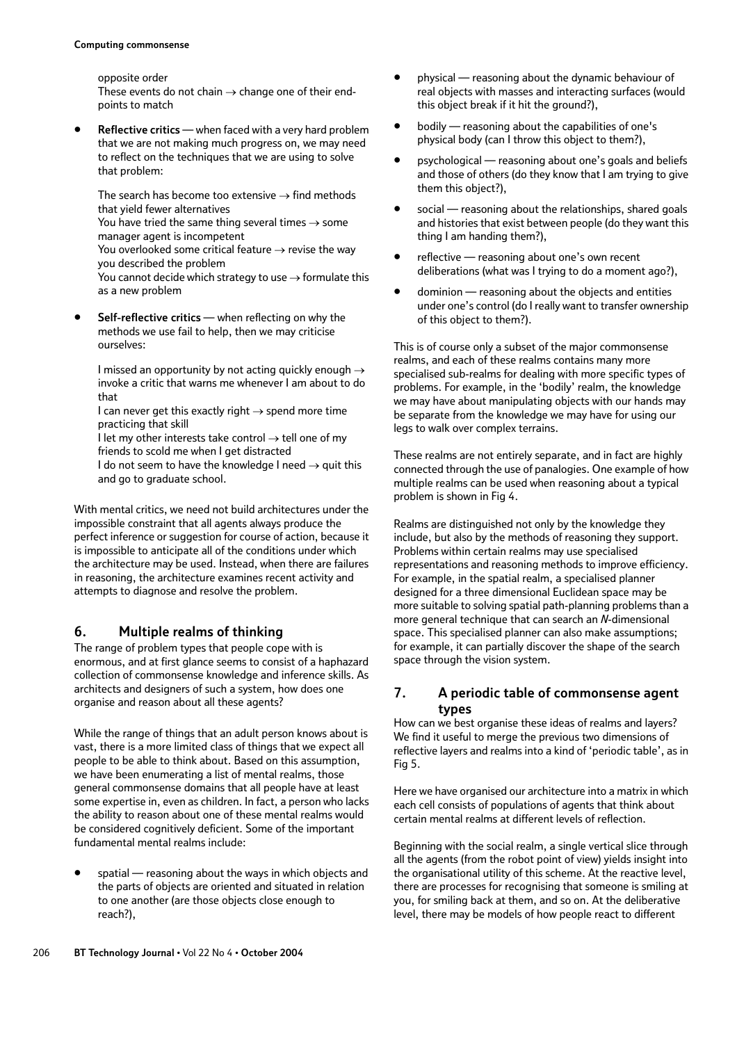opposite order
These events do not chain → change one of their end-points to match

- **Reflective critics** — when faced with a very hard problem that we are not making much progress on, we may need to reflect on the techniques that we are using to solve that problem:

  The search has become too extensive → find methods that yield fewer alternatives
  You have tried the same thing several times → some manager agent is incompetent
  You overlooked some critical feature → revise the way you described the problem
  You cannot decide which strategy to use → formulate this as a new problem

- **Self-reflective critics** — when reflecting on why the methods we use fail to help, then we may criticise ourselves:

  I missed an opportunity by not acting quickly enough → invoke a critic that warns me whenever I am about to do that
  I can never get this exactly right → spend more time practicing that skill
  I let my other interests take control → tell one of my friends to scold me when I get distracted
  I do not seem to have the knowledge I need → quit this and go to graduate school.

With mental critics, we need not build architectures under the impossible constraint that all agents always produce the perfect inference or suggestion for course of action, because it is impossible to anticipate all of the conditions under which the architecture may be used. Instead, when there are failures in reasoning, the architecture examines recent activity and attempts to diagnose and resolve the problem.

## 6. Multiple realms of thinking

The range of problem types that people cope with is enormous, and at first glance seems to consist of a haphazard collection of commonsense knowledge and inference skills. As architects and designers of such a system, how does one organise and reason about all these agents?

While the range of things that an adult person knows about is vast, there is a more limited class of things that we expect all people to be able to think about. Based on this assumption, we have been enumerating a list of mental realms, those general commonsense domains that all people have at least some expertise in, even as children. In fact, a person who lacks the ability to reason about one of these mental realms would be considered cognitively deficient. Some of the important fundamental mental realms include:

- spatial — reasoning about the ways in which objects and the parts of objects are oriented and situated in relation to one another (are those objects close enough to reach?),
- physical — reasoning about the dynamic behaviour of real objects with masses and interacting surfaces (would this object break if it hit the ground?),
- bodily — reasoning about the capabilities of one's physical body (can I throw this object to them?),
- psychological — reasoning about one's goals and beliefs and those of others (do they know that I am trying to give them this object?),
- social — reasoning about the relationships, shared goals and histories that exist between people (do they want this thing I am handing them?),
- reflective — reasoning about one's own recent deliberations (what was I trying to do a moment ago?),
- dominion — reasoning about the objects and entities under one's control (do I really want to transfer ownership of this object to them?).

This is of course only a subset of the major commonsense realms, and each of these realms contains many more specialised sub-realms for dealing with more specific types of problems. For example, in the 'bodily' realm, the knowledge we may have about manipulating objects with our hands may be separate from the knowledge we may have for using our legs to walk over complex terrains.

These realms are not entirely separate, and in fact are highly connected through the use of panalogies. One example of how multiple realms can be used when reasoning about a typical problem is shown in Fig 4.

Realms are distinguished not only by the knowledge they include, but also by the methods of reasoning they support. Problems within certain realms may use specialised representations and reasoning methods to improve efficiency. For example, in the spatial realm, a specialised planner designed for a three dimensional Euclidean space may be more suitable to solving spatial path-planning problems than a more general technique that can search an *N*-dimensional space. This specialised planner can also make assumptions; for example, it can partially discover the shape of the search space through the vision system.

## 7. A periodic table of commonsense agent types

How can we best organise these ideas of realms and layers? We find it useful to merge the previous two dimensions of reflective layers and realms into a kind of 'periodic table', as in Fig 5.

Here we have organised our architecture into a matrix in which each cell consists of populations of agents that think about certain mental realms at different levels of reflection.

Beginning with the social realm, a single vertical slice through all the agents (from the robot point of view) yields insight into the organisational utility of this scheme. At the reactive level, there are processes for recognising that someone is smiling at you, for smiling back at them, and so on. At the deliberative level, there may be models of how people react to different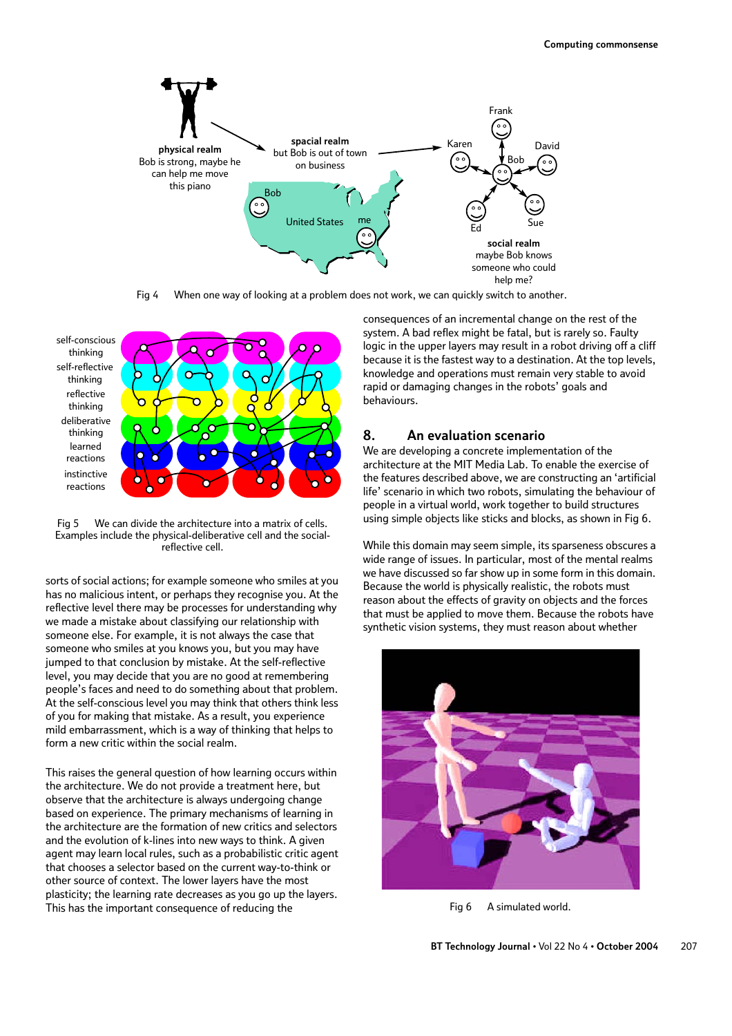physical realm
Bob is strong, maybe he can help me move this piano

spacial realm
but Bob is out of town on business

Bob

United States

me

Frank

Karen

David

Bob

Ed

Sue

social realm
maybe Bob knows someone who could help me?

Fig 4 When one way of looking at a problem does not work, we can quickly switch to another.

self-conscious thinking

self-reflective thinking

reflective thinking

deliberative thinking

learned reactions

instinctive reactions

Fig 5 We can divide the architecture into a matrix of cells. Examples include the physical-deliberative cell and the social-reflective cell.

sorts of social actions; for example someone who smiles at you has no malicious intent, or perhaps they recognise you. At the reflective level there may be processes for understanding why we made a mistake about classifying our relationship with someone else. For example, it is not always the case that someone who smiles at you knows you, but you may have jumped to that conclusion by mistake. At the self-reflective level, you may decide that you are no good at remembering people's faces and need to do something about that problem. At the self-conscious level you may think that others think less of you for making that mistake. As a result, you experience mild embarrassment, which is a way of thinking that helps to form a new critic within the social realm.

This raises the general question of how learning occurs within the architecture. We do not provide a treatment here, but observe that the architecture is always undergoing change based on experience. The primary mechanisms of learning in the architecture are the formation of new critics and selectors and the evolution of k-lines into new ways to think. A given agent may learn local rules, such as a probabilistic critic agent that chooses a selector based on the current way-to-think or other source of context. The lower layers have the most plasticity; the learning rate decreases as you go up the layers. This has the important consequence of reducing the consequences of an incremental change on the rest of the system. A bad reflex might be fatal, but is rarely so. Faulty logic in the upper layers may result in a robot driving off a cliff because it is the fastest way to a destination. At the top levels, knowledge and operations must remain very stable to avoid rapid or damaging changes in the robots' goals and behaviours.

## 8. An evaluation scenario

We are developing a concrete implementation of the architecture at the MIT Media Lab. To enable the exercise of the features described above, we are constructing an 'artificial life' scenario in which two robots, simulating the behaviour of people in a virtual world, work together to build structures using simple objects like sticks and blocks, as shown in Fig 6.

While this domain may seem simple, its sparseness obscures a wide range of issues. In particular, most of the mental realms we have discussed so far show up in some form in this domain. Because the world is physically realistic, the robots must reason about the effects of gravity on objects and the forces that must be applied to move them. Because the robots have synthetic vision systems, they must reason about whether

Fig 6 A simulated world.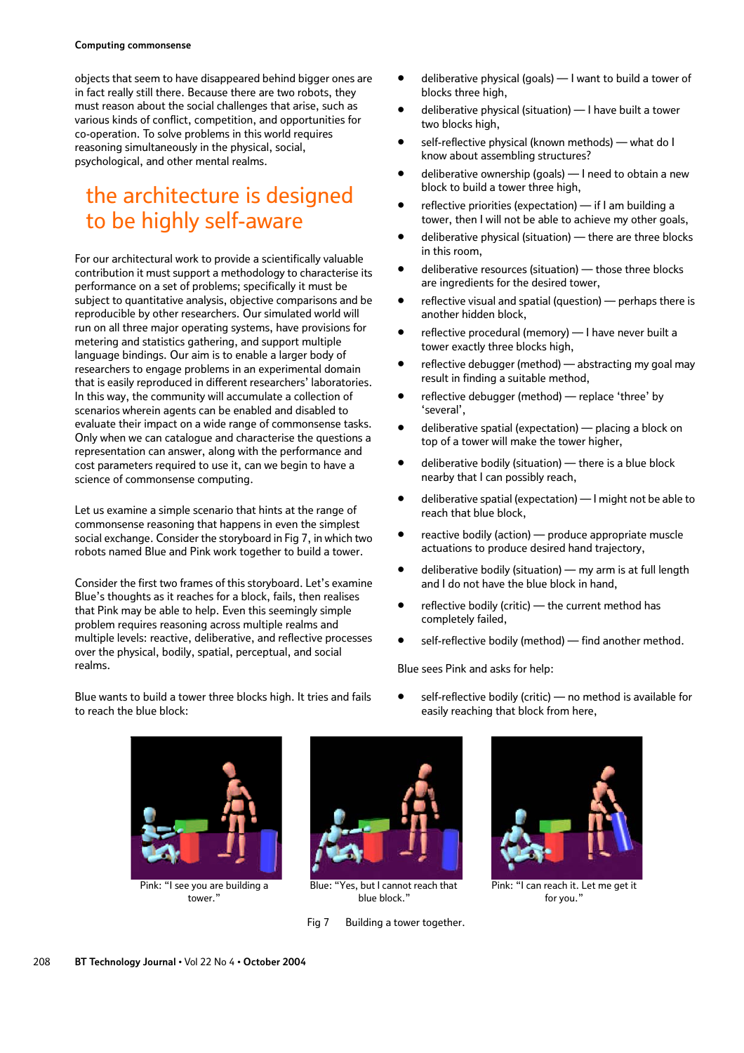objects that seem to have disappeared behind bigger ones are in fact really still there. Because there are two robots, they must reason about the social challenges that arise, such as various kinds of conflict, competition, and opportunities for co-operation. To solve problems in this world requires reasoning simultaneously in the physical, social, psychological, and other mental realms.

## the architecture is designed to be highly self-aware

For our architectural work to provide a scientifically valuable contribution it must support a methodology to characterise its performance on a set of problems; specifically it must be subject to quantitative analysis, objective comparisons and be reproducible by other researchers. Our simulated world will run on all three major operating systems, have provisions for metering and statistics gathering, and support multiple language bindings. Our aim is to enable a larger body of researchers to engage problems in an experimental domain that is easily reproduced in different researchers' laboratories. In this way, the community will accumulate a collection of scenarios wherein agents can be enabled and disabled to evaluate their impact on a wide range of commonsense tasks. Only when we can catalogue and characterise the questions a representation can answer, along with the performance and cost parameters required to use it, can we begin to have a science of commonsense computing.

Let us examine a simple scenario that hints at the range of commonsense reasoning that happens in even the simplest social exchange. Consider the storyboard in Fig 7, in which two robots named Blue and Pink work together to build a tower.

Consider the first two frames of this storyboard. Let's examine Blue's thoughts as it reaches for a block, fails, then realises that Pink may be able to help. Even this seemingly simple problem requires reasoning across multiple realms and multiple levels: reactive, deliberative, and reflective processes over the physical, bodily, spatial, perceptual, and social realms.

Blue wants to build a tower three blocks high. It tries and fails to reach the blue block:

- deliberative physical (goals) — I want to build a tower of blocks three high,
- deliberative physical (situation) — I have built a tower two blocks high,
- self-reflective physical (known methods) — what do I know about assembling structures?
- deliberative ownership (goals) — I need to obtain a new block to build a tower three high,
- reflective priorities (expectation) — if I am building a tower, then I will not be able to achieve my other goals,
- deliberative physical (situation) — there are three blocks in this room,
- deliberative resources (situation) — those three blocks are ingredients for the desired tower,
- reflective visual and spatial (question) — perhaps there is another hidden block,
- reflective procedural (memory) — I have never built a tower exactly three blocks high,
- reflective debugger (method) — abstracting my goal may result in finding a suitable method,
- reflective debugger (method) — replace 'three' by 'several',
- deliberative spatial (expectation) — placing a block on top of a tower will make the tower higher,
- deliberative bodily (situation) — there is a blue block nearby that I can possibly reach,
- deliberative spatial (expectation) — I might not be able to reach that blue block,
- reactive bodily (action) — produce appropriate muscle actuations to produce desired hand trajectory,
- deliberative bodily (situation) — my arm is at full length and I do not have the blue block in hand,
- reflective bodily (critic) — the current method has completely failed,
- self-reflective bodily (method) — find another method.

Blue sees Pink and asks for help:

- self-reflective bodily (critic) — no method is available for easily reaching that block from here,

Pink: "I see you are building a tower."

Blue: "Yes, but I cannot reach that blue block."

Pink: "I can reach it. Let me get it for you."

Fig 7 Building a tower together.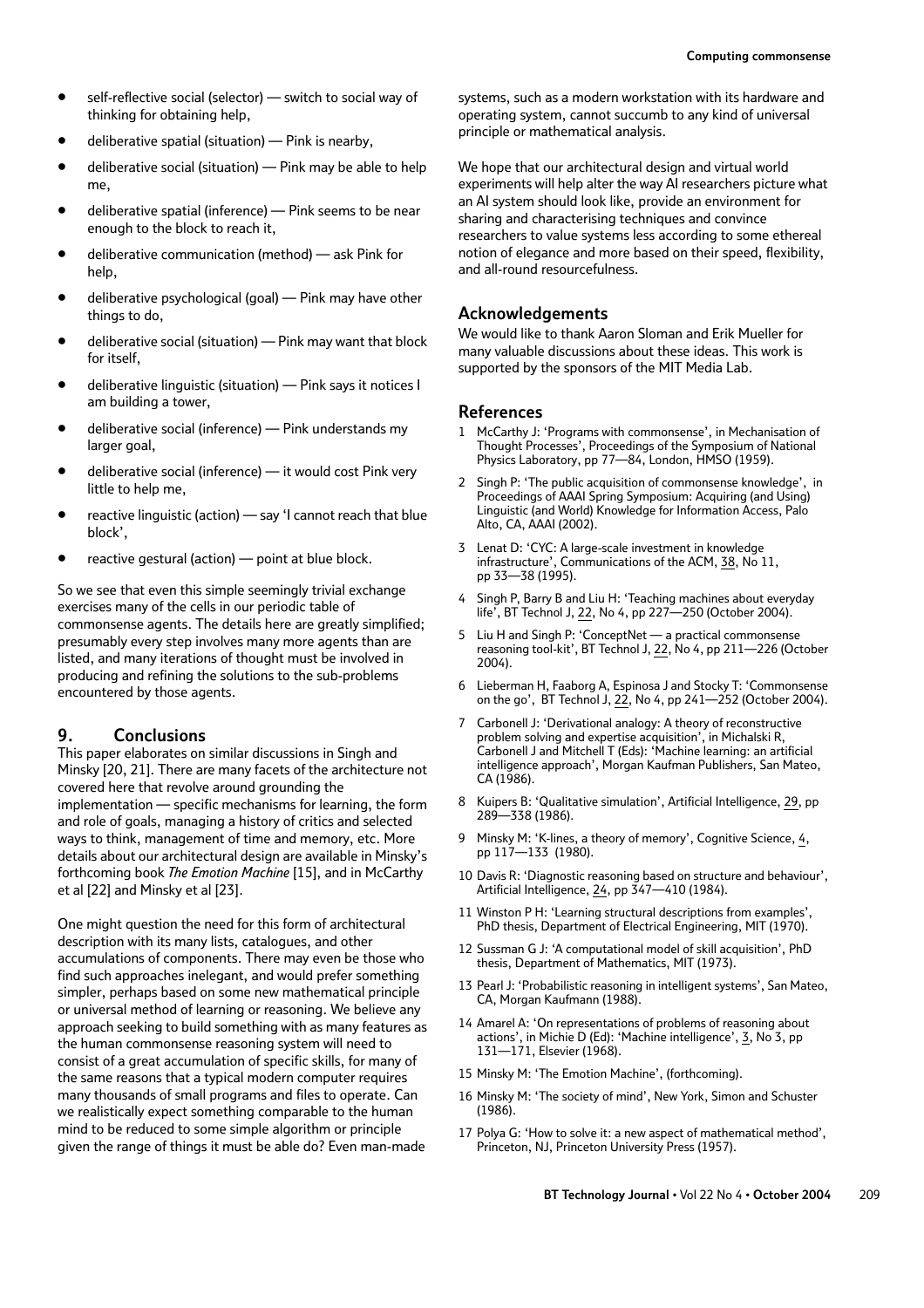- self-reflective social (selector) — switch to social way of thinking for obtaining help,
- deliberative spatial (situation) — Pink is nearby,
- deliberative social (situation) — Pink may be able to help me,
- deliberative spatial (inference) — Pink seems to be near enough to the block to reach it,
- deliberative communication (method) — ask Pink for help,
- deliberative psychological (goal) — Pink may have other things to do,
- deliberative social (situation) — Pink may want that block for itself,
- deliberative linguistic (situation) — Pink says it notices I am building a tower,
- deliberative social (inference) — Pink understands my larger goal,
- deliberative social (inference) — it would cost Pink very little to help me,
- reactive linguistic (action) — say 'I cannot reach that blue block',
- reactive gestural (action) — point at blue block.

So we see that even this simple seemingly trivial exchange exercises many of the cells in our periodic table of commonsense agents. The details here are greatly simplified; presumably every step involves many more agents than are listed, and many iterations of thought must be involved in producing and refining the solutions to the sub-problems encountered by those agents.

## 9. Conclusions

This paper elaborates on similar discussions in Singh and Minsky [20, 21]. There are many facets of the architecture not covered here that revolve around grounding the implementation — specific mechanisms for learning, the form and role of goals, managing a history of critics and selected ways to think, management of time and memory, etc. More details about our architectural design are available in Minsky's forthcoming book *The Emotion Machine* [15], and in McCarthy et al [22] and Minsky et al [23].

One might question the need for this form of architectural description with its many lists, catalogues, and other accumulations of components. There may even be those who find such approaches inelegant, and would prefer something simpler, perhaps based on some new mathematical principle or universal method of learning or reasoning. We believe any approach seeking to build something with as many features as the human commonsense reasoning system will need to consist of a great accumulation of specific skills, for many of the same reasons that a typical modern computer requires many thousands of small programs and files to operate. Can we realistically expect something comparable to the human mind to be reduced to some simple algorithm or principle given the range of things it must be able do? Even man-made systems, such as a modern workstation with its hardware and operating system, cannot succumb to any kind of universal principle or mathematical analysis.

We hope that our architectural design and virtual world experiments will help alter the way AI researchers picture what an AI system should look like, provide an environment for sharing and characterising techniques and convince researchers to value systems less according to some ethereal notion of elegance and more based on their speed, flexibility, and all-round resourcefulness.

## Acknowledgements

We would like to thank Aaron Sloman and Erik Mueller for many valuable discussions about these ideas. This work is supported by the sponsors of the MIT Media Lab.

## References

1. McCarthy J: 'Programs with commonsense', in Mechanisation of Thought Processes', Proceedings of the Symposium of National Physics Laboratory, pp 77—84, London, HMSO (1959).
2. Singh P: 'The public acquisition of commonsense knowledge', in Proceedings of AAAI Spring Symposium: Acquiring (and Using) Linguistic (and World) Knowledge for Information Access, Palo Alto, CA, AAAI (2002).
3. Lenat D: 'CYC: A large-scale investment in knowledge infrastructure', Communications of the ACM, 38, No 11, pp 33—38 (1995).
4. Singh P, Barry B and Liu H: 'Teaching machines about everyday life', BT Technol J, 22, No 4, pp 227—250 (October 2004).
5. Liu H and Singh P: 'ConceptNet — a practical commonsense reasoning tool-kit', BT Technol J, 22, No 4, pp 211—226 (October 2004).
6. Lieberman H, Faaborg A, Espinosa J and Stocky T: 'Commonsense on the go', BT Technol J, 22, No 4, pp 241—252 (October 2004).
7. Carbonell J: 'Derivational analogy: A theory of reconstructive problem solving and expertise acquisition', in Michalski R, Carbonell J and Mitchell T (Eds): 'Machine learning: an artificial intelligence approach', Morgan Kaufman Publishers, San Mateo, CA (1986).
8. Kuipers B: 'Qualitative simulation', Artificial Intelligence, 29, pp 289—338 (1986).
9. Minsky M: 'K-lines, a theory of memory', Cognitive Science, 4, pp 117—133 (1980).
10. Davis R: 'Diagnostic reasoning based on structure and behaviour', Artificial Intelligence, 24, pp 347—410 (1984).
11. Winston P H: 'Learning structural descriptions from examples', PhD thesis, Department of Electrical Engineering, MIT (1970).
12. Sussman G J: 'A computational model of skill acquisition', PhD thesis, Department of Mathematics, MIT (1973).
13. Pearl J: 'Probabilistic reasoning in intelligent systems', San Mateo, CA, Morgan Kaufmann (1988).
14. Amarel A: 'On representations of problems of reasoning about actions', in Michie D (Ed): 'Machine intelligence', 3, No 3, pp 131—171, Elsevier (1968).
15. Minsky M: 'The Emotion Machine', (forthcoming).
16. Minsky M: 'The society of mind', New York, Simon and Schuster (1986).
17. Polya G: 'How to solve it: a new aspect of mathematical method', Princeton, NJ, Princeton University Press (1957).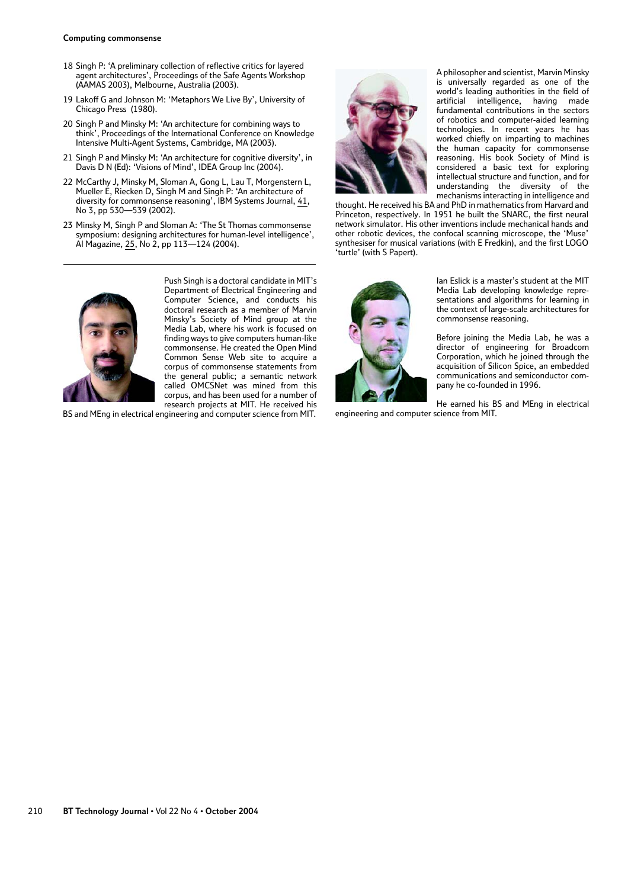18 Singh P: 'A preliminary collection of reflective critics for layered agent architectures', Proceedings of the Safe Agents Workshop (AAMAS 2003), Melbourne, Australia (2003).

19 Lakoff G and Johnson M: 'Metaphors We Live By', University of Chicago Press (1980).

20 Singh P and Minsky M: 'An architecture for combining ways to think', Proceedings of the International Conference on Knowledge Intensive Multi-Agent Systems, Cambridge, MA (2003).

21 Singh P and Minsky M: 'An architecture for cognitive diversity', in Davis D N (Ed): 'Visions of Mind', IDEA Group Inc (2004).

22 McCarthy J, Minsky M, Sloman A, Gong L, Lau T, Morgenstern L, Mueller E, Riecken D, Singh M and Singh P: 'An architecture of diversity for commonsense reasoning', IBM Systems Journal, 41, No 3, pp 530—539 (2002).

23 Minsky M, Singh P and Sloman A: 'The St Thomas commonsense symposium: designing architectures for human-level intelligence', AI Magazine, 25, No 2, pp 113—124 (2004).

---

Push Singh is a doctoral candidate in MIT's Department of Electrical Engineering and Computer Science, and conducts his doctoral research as a member of Marvin Minsky's Society of Mind group at the Media Lab, where his work is focused on finding ways to give computers human-like commonsense. He created the Open Mind Common Sense Web site to acquire a corpus of commonsense statements from the general public; a semantic network called OMCSNet was mined from this corpus, and has been used for a number of research projects at MIT. He received his BS and MEng in electrical engineering and computer science from MIT.

A philosopher and scientist, Marvin Minsky is universally regarded as one of the world's leading authorities in the field of artificial intelligence, having made fundamental contributions in the sectors of robotics and computer-aided learning technologies. In recent years he has worked chiefly on imparting to machines the human capacity for commonsense reasoning. His book Society of Mind is considered a basic text for exploring intellectual structure and function, and for understanding the diversity of the mechanisms interacting in intelligence and thought. He received his BA and PhD in mathematics from Harvard and Princeton, respectively. In 1951 he built the SNARC, the first neural network simulator. His other inventions include mechanical hands and other robotic devices, the confocal scanning microscope, the 'Muse' synthesiser for musical variations (with E Fredkin), and the first LOGO 'turtle' (with S Papert).

Ian Eslick is a master's student at the MIT Media Lab developing knowledge representations and algorithms for learning in the context of large-scale architectures for commonsense reasoning.

Before joining the Media Lab, he was a director of engineering for Broadcom Corporation, which he joined through the acquisition of Silicon Spice, an embedded communications and semiconductor company he co-founded in 1996.

He earned his BS and MEng in electrical engineering and computer science from MIT.